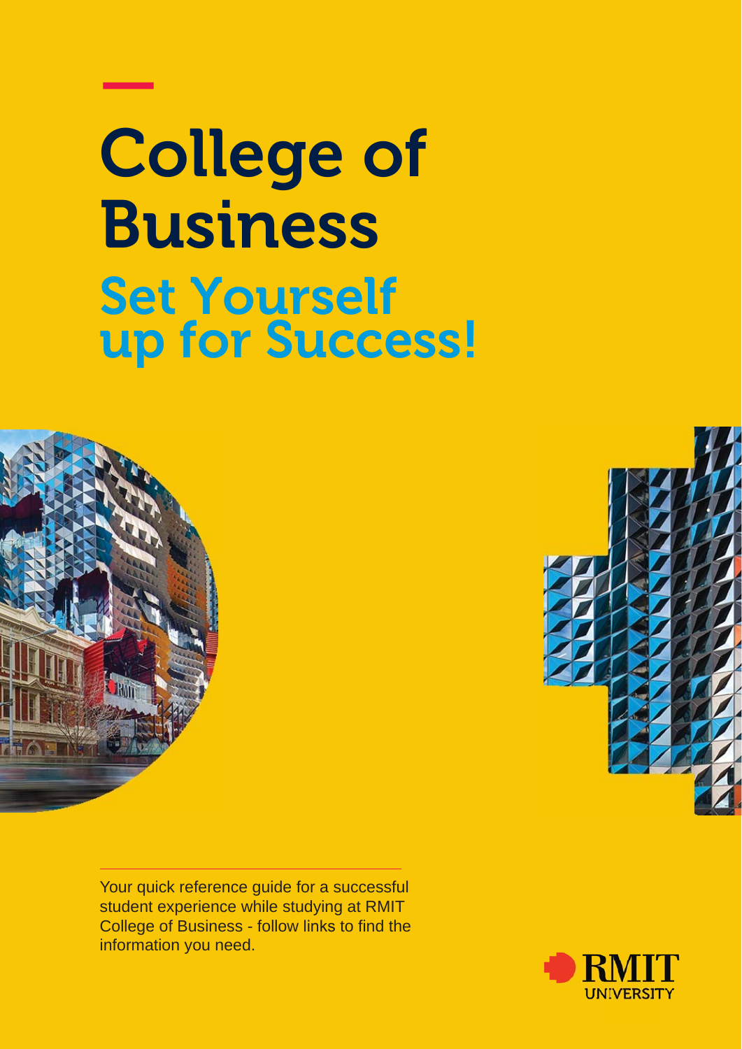# College of Business

## Set Yourself up for Success!

Your quick reference guide for a successful student experience while studying at RMIT College of Business - follow links to find the information you need.

RMIT UNIVERSITY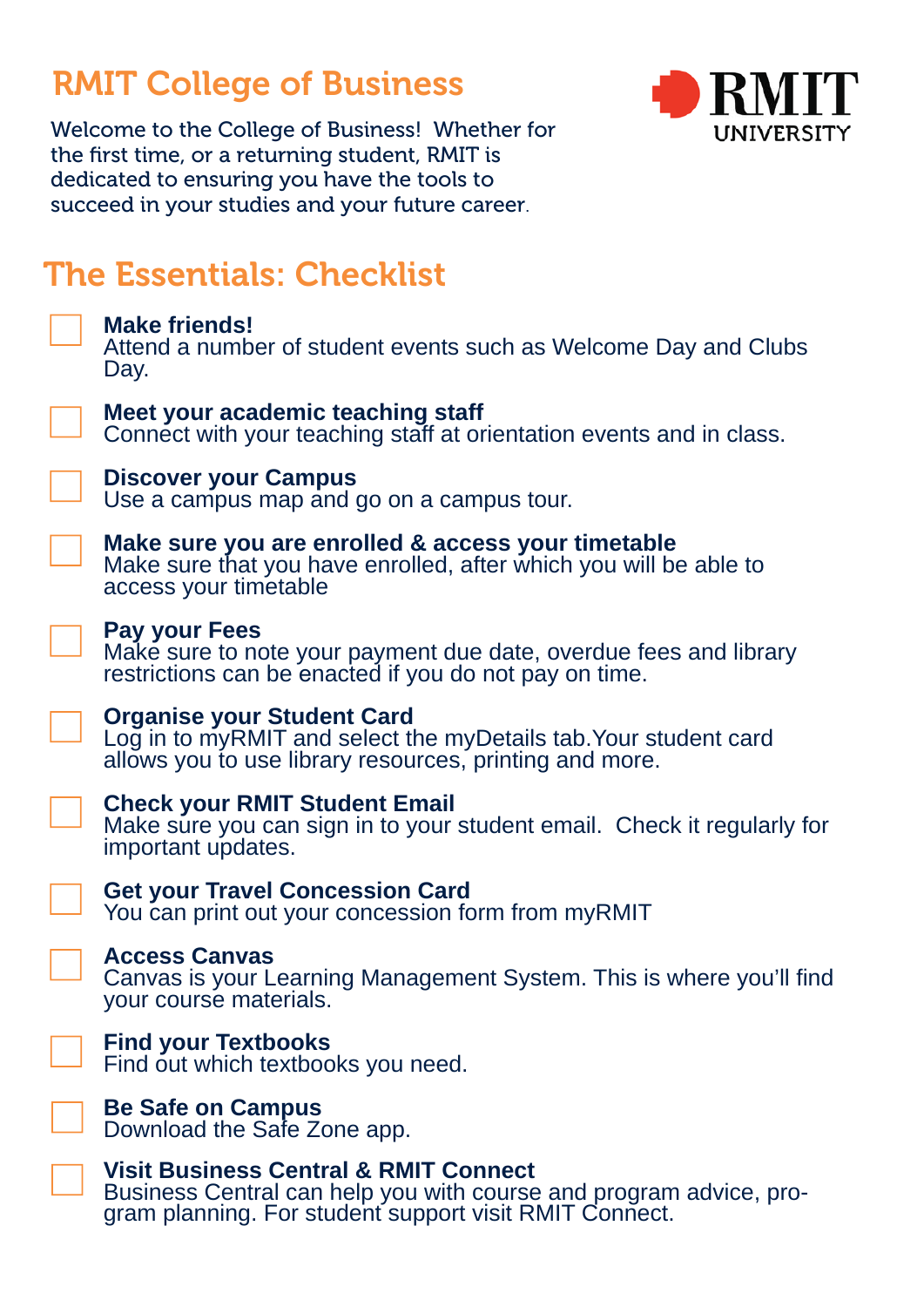# RMIT College of Business

Welcome to the College of Business! Whether for the first time, or a returning student, RMIT is dedicated to ensuring you have the tools to succeed in your studies and your future career.

## The Essentials: Checklist

- [ ] **Make friends!**
  Attend a number of student events such as Welcome Day and Clubs Day.
- [ ] **Meet your academic teaching staff**
  Connect with your teaching staff at orientation events and in class.
- [ ] **Discover your Campus**
  Use a campus map and go on a campus tour.
- [ ] **Make sure you are enrolled & access your timetable**
  Make sure that you have enrolled, after which you will be able to access your timetable
- [ ] **Pay your Fees**
  Make sure to note your payment due date, overdue fees and library restrictions can be enacted if you do not pay on time.
- [ ] **Organise your Student Card**
  Log in to myRMIT and select the myDetails tab.Your student card allows you to use library resources, printing and more.
- [ ] **Check your RMIT Student Email**
  Make sure you can sign in to your student email. Check it regularly for important updates.
- [ ] **Get your Travel Concession Card**
  You can print out your concession form from myRMIT
- [ ] **Access Canvas**
  Canvas is your Learning Management System. This is where you'll find your course materials.
- [ ] **Find your Textbooks**
  Find out which textbooks you need.
- [ ] **Be Safe on Campus**
  Download the Safe Zone app.
- [ ] **Visit Business Central & RMIT Connect**
  Business Central can help you with course and program advice, program planning. For student support visit RMIT Connect.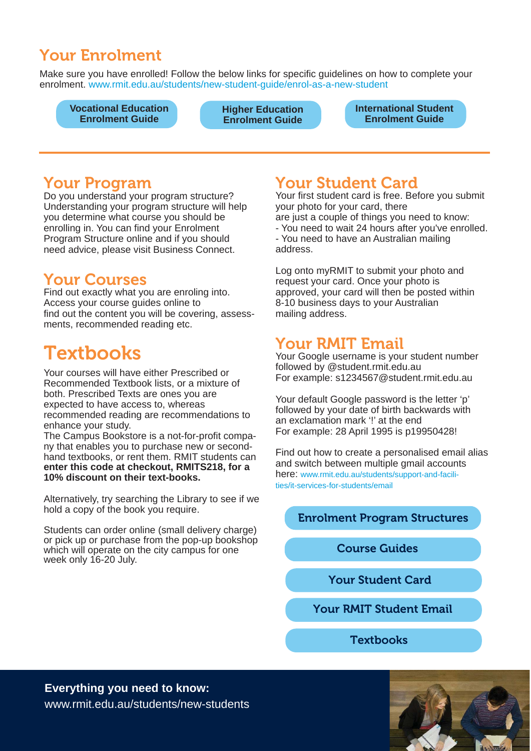## Your Enrolment

Make sure you have enrolled! Follow the below links for specific guidelines on how to complete your enrolment. www.rmit.edu.au/students/new-student-guide/enrol-as-a-new-student

**Vocational Education Enrolment Guide**

**Higher Education Enrolment Guide**

**International Student Enrolment Guide**

## Your Program

Do you understand your program structure? Understanding your program structure will help you determine what course you should be enrolling in. You can find your Enrolment Program Structure online and if you should need advice, please visit Business Connect.

## Your Courses

Find out exactly what you are enroling into. Access your course guides online to find out the content you will be covering, assessments, recommended reading etc.

## Textbooks

Your courses will have either Prescribed or Recommended Textbook lists, or a mixture of both. Prescribed Texts are ones you are expected to have access to, whereas recommended reading are recommendations to enhance your study.
The Campus Bookstore is a not-for-profit company that enables you to purchase new or second-hand textbooks, or rent them. RMIT students can **enter this code at checkout, RMITS218, for a 10% discount on their text-books.**

Alternatively, try searching the Library to see if we hold a copy of the book you require.

Students can order online (small delivery charge) or pick up or purchase from the pop-up bookshop which will operate on the city campus for one week only 16-20 July.

## Your Student Card

Your first student card is free. Before you submit your photo for your card, there are just a couple of things you need to know:

- You need to wait 24 hours after you've enrolled.
- You need to have an Australian mailing address.

Log onto myRMIT to submit your photo and request your card. Once your photo is approved, your card will then be posted within 8-10 business days to your Australian mailing address.

## Your RMIT Email

Your Google username is your student number followed by @student.rmit.edu.au
For example: s1234567@student.rmit.edu.au

Your default Google password is the letter 'p' followed by your date of birth backwards with an exclamation mark '!' at the end
For example: 28 April 1995 is p19950428!

Find out how to create a personalised email alias and switch between multiple gmail accounts here: www.rmit.edu.au/students/support-and-facilities/it-services-for-students/email

**Enrolment Program Structures**

**Course Guides**

**Your Student Card**

**Your RMIT Student Email**

**Textbooks**

**Everything you need to know:**
www.rmit.edu.au/students/new-students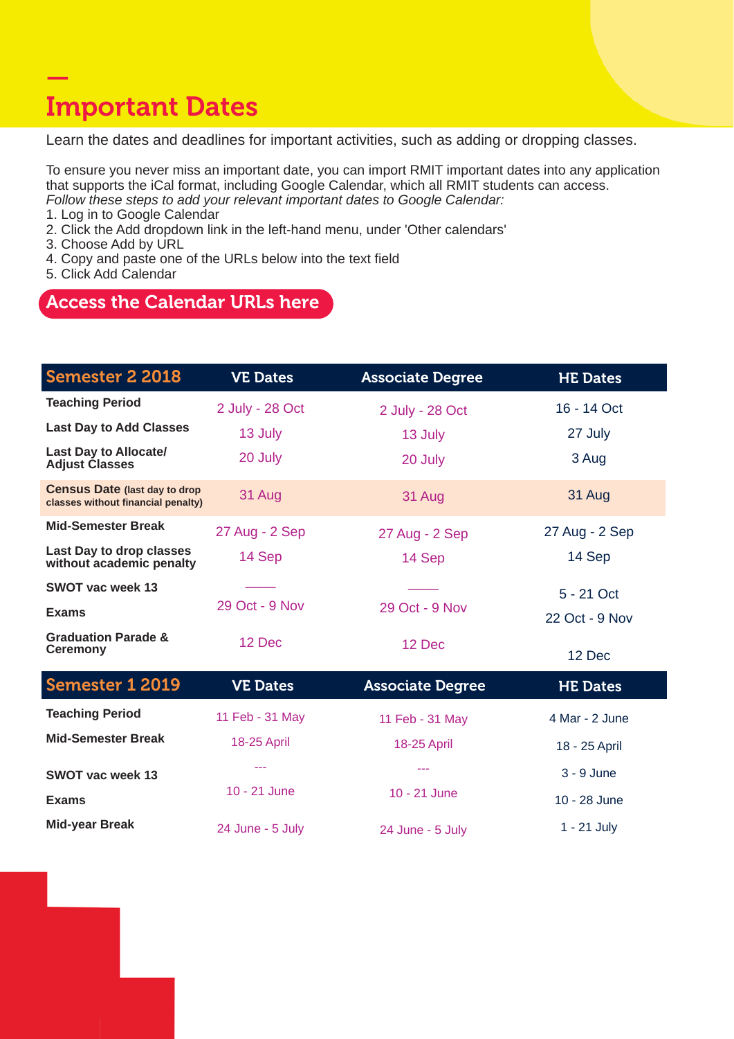# Important Dates

Learn the dates and deadlines for important activities, such as adding or dropping classes.

To ensure you never miss an important date, you can import RMIT important dates into any application that supports the iCal format, including Google Calendar, which all RMIT students can access.
*Follow these steps to add your relevant important dates to Google Calendar:*

1. Log in to Google Calendar
2. Click the Add dropdown link in the left-hand menu, under 'Other calendars'
3. Choose Add by URL
4. Copy and paste one of the URLs below into the text field
5. Click Add Calendar

**Access the Calendar URLs here**

| Semester 2 2018 | VE Dates | Associate Degree | HE Dates |
|---|---|---|---|
| **Teaching Period** | 2 July - 28 Oct | 2 July - 28 Oct | 16 - 14 Oct |
| **Last Day to Add Classes** | 13 July | 13 July | 27 July |
| **Last Day to Allocate/ Adjust Classes** | 20 July | 20 July | 3 Aug |
| **Census Date** (last day to drop classes without financial penalty) | 31 Aug | 31 Aug | 31 Aug |
| **Mid-Semester Break** | 27 Aug - 2 Sep | 27 Aug - 2 Sep | 27 Aug - 2 Sep |
| **Last Day to drop classes without academic penalty** | 14 Sep | 14 Sep | 14 Sep |
| **SWOT vac week 13** | —— | —— | 5 - 21 Oct |
| **Exams** | 29 Oct - 9 Nov | 29 Oct - 9 Nov | 22 Oct - 9 Nov |
| **Graduation Parade & Ceremony** | 12 Dec | 12 Dec | 12 Dec |

| Semester 1 2019 | VE Dates | Associate Degree | HE Dates |
|---|---|---|---|
| **Teaching Period** | 11 Feb - 31 May | 11 Feb - 31 May | 4 Mar - 2 June |
| **Mid-Semester Break** | 18-25 April | 18-25 April | 18 - 25 April |
| **SWOT vac week 13** | --- | --- | 3 - 9 June |
| **Exams** | 10 - 21 June | 10 - 21 June | 10 - 28 June |
| **Mid-year Break** | 24 June - 5 July | 24 June - 5 July | 1 - 21 July |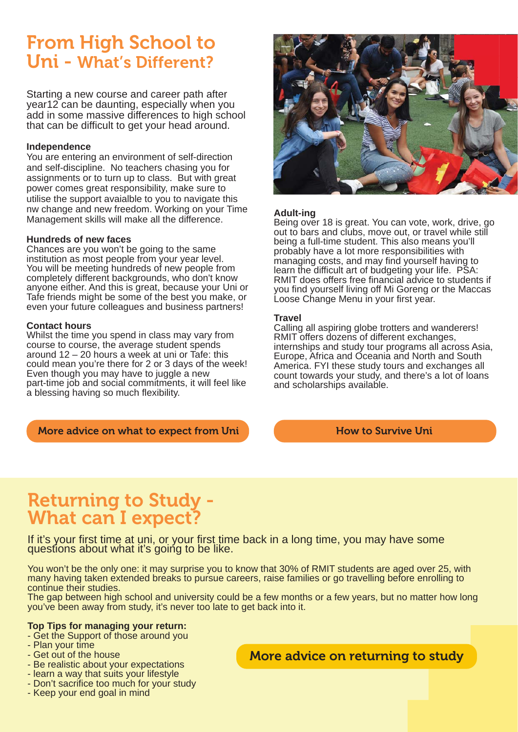# From High School to Uni - What's Different?

Starting a new course and career path after year12 can be daunting, especially when you add in some massive differences to high school that can be difficult to get your head around.

**Independence**
You are entering an environment of self-direction and self-discipline. No teachers chasing you for assignments or to turn up to class. But with great power comes great responsibility, make sure to utilise the support avaialble to you to navigate this nw change and new freedom. Working on your Time Management skills will make all the difference.

**Hundreds of new faces**
Chances are you won't be going to the same institution as most people from your year level. You will be meeting hundreds of new people from completely different backgrounds, who don't know anyone either. And this is great, because your Uni or Tafe friends might be some of the best you make, or even your future colleagues and business partners!

**Contact hours**
Whilst the time you spend in class may vary from course to course, the average student spends around 12 – 20 hours a week at uni or Tafe: this could mean you're there for 2 or 3 days of the week! Even though you may have to juggle a new part-time job and social commitments, it will feel like a blessing having so much flexibility.

**Adult-ing**
Being over 18 is great. You can vote, work, drive, go out to bars and clubs, move out, or travel while still being a full-time student. This also means you'll probably have a lot more responsibilities with managing costs, and may find yourself having to learn the difficult art of budgeting your life. PSA: RMIT does offers free financial advice to students if you find yourself living off Mi Goreng or the Maccas Loose Change Menu in your first year.

**Travel**
Calling all aspiring globe trotters and wanderers! RMIT offers dozens of different exchanges, internships and study tour programs all across Asia, Europe, Africa and Oceania and North and South America. FYI these study tours and exchanges all count towards your study, and there's a lot of loans and scholarships available.

More advice on what to expect from Uni

How to Survive Uni

# Returning to Study - What can I expect?

If it's your first time at uni, or your first time back in a long time, you may have some questions about what it's going to be like.

You won't be the only one: it may surprise you to know that 30% of RMIT students are aged over 25, with many having taken extended breaks to pursue careers, raise families or go travelling before enrolling to continue their studies.
The gap between high school and university could be a few months or a few years, but no matter how long you've been away from study, it's never too late to get back into it.

**Top Tips for managing your return:**
- Get the Support of those around you
- Plan your time
- Get out of the house
- Be realistic about your expectations
- learn a way that suits your lifestyle
- Don't sacrifice too much for your study
- Keep your end goal in mind

More advice on returning to study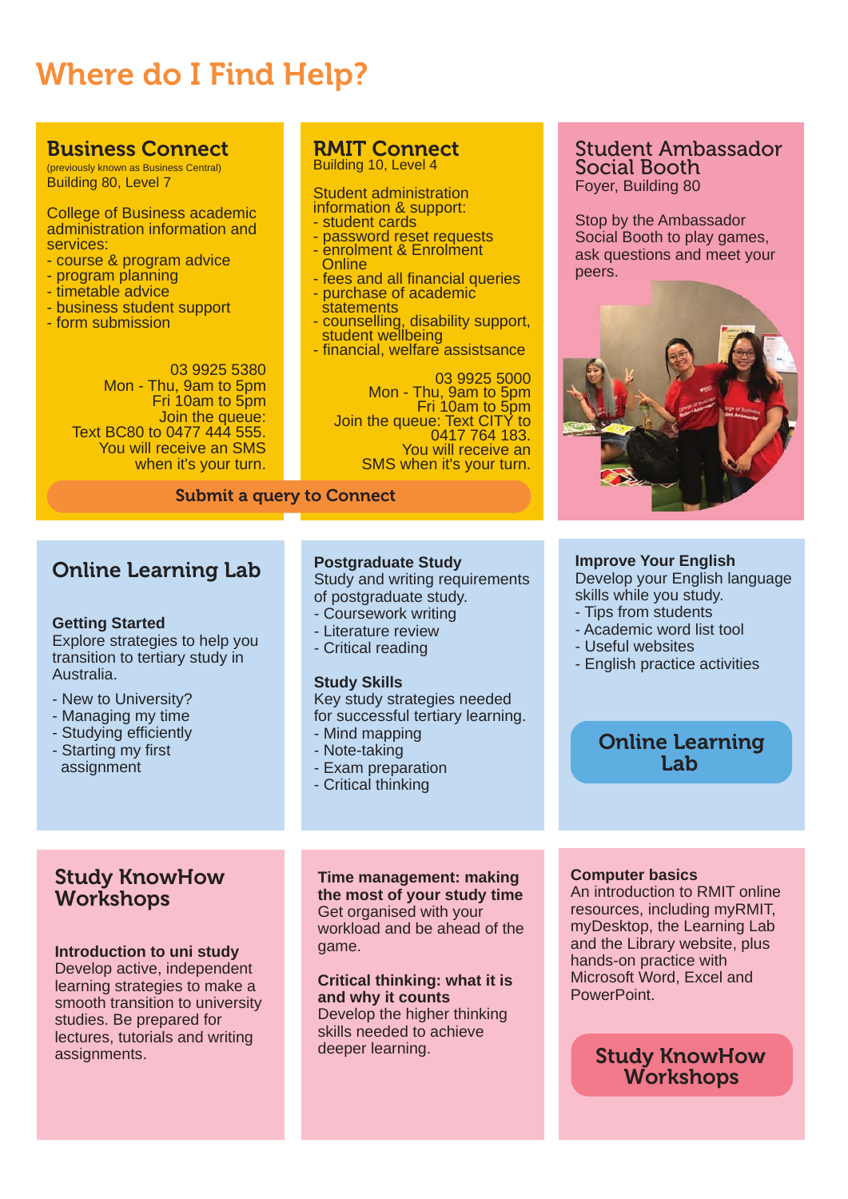# Where do I Find Help?

## Business Connect

(previously known as Business Central)
Building 80, Level 7

College of Business academic administration information and services:
- course & program advice
- program planning
- timetable advice
- business student support
- form submission

03 9925 5380
Mon - Thu, 9am to 5pm
Fri 10am to 5pm
Join the queue:
Text BC80 to 0477 444 555.
You will receive an SMS when it's your turn.

## RMIT Connect

Building 10, Level 4

Student administration information & support:
- student cards
- password reset requests
- enrolment & Enrolment Online
- fees and all financial queries
- purchase of academic statements
- counselling, disability support, student wellbeing
- financial, welfare assistsance

03 9925 5000
Mon - Thu, 9am to 5pm
Fri 10am to 5pm
Join the queue: Text CITY to 0417 764 183.
You will receive an SMS when it's your turn.

**Submit a query to Connect**

## Student Ambassador Social Booth

Foyer, Building 80

Stop by the Ambassador Social Booth to play games, ask questions and meet your peers.

## Online Learning Lab

### Getting Started

Explore strategies to help you transition to tertiary study in Australia.
- New to University?
- Managing my time
- Studying efficiently
- Starting my first assignment

### Postgraduate Study

Study and writing requirements of postgraduate study.
- Coursework writing
- Literature review
- Critical reading

### Study Skills

Key study strategies needed for successful tertiary learning.
- Mind mapping
- Note-taking
- Exam preparation
- Critical thinking

### Improve Your English

Develop your English language skills while you study.
- Tips from students
- Academic word list tool
- Useful websites
- English practice activities

**Online Learning Lab**

## Study KnowHow Workshops

### Introduction to uni study

Develop active, independent learning strategies to make a smooth transition to university studies. Be prepared for lectures, tutorials and writing assignments.

### Time management: making the most of your study time

Get organised with your workload and be ahead of the game.

### Critical thinking: what it is and why it counts

Develop the higher thinking skills needed to achieve deeper learning.

### Computer basics

An introduction to RMIT online resources, including myRMIT, myDesktop, the Learning Lab and the Library website, plus hands-on practice with Microsoft Word, Excel and PowerPoint.

**Study KnowHow Workshops**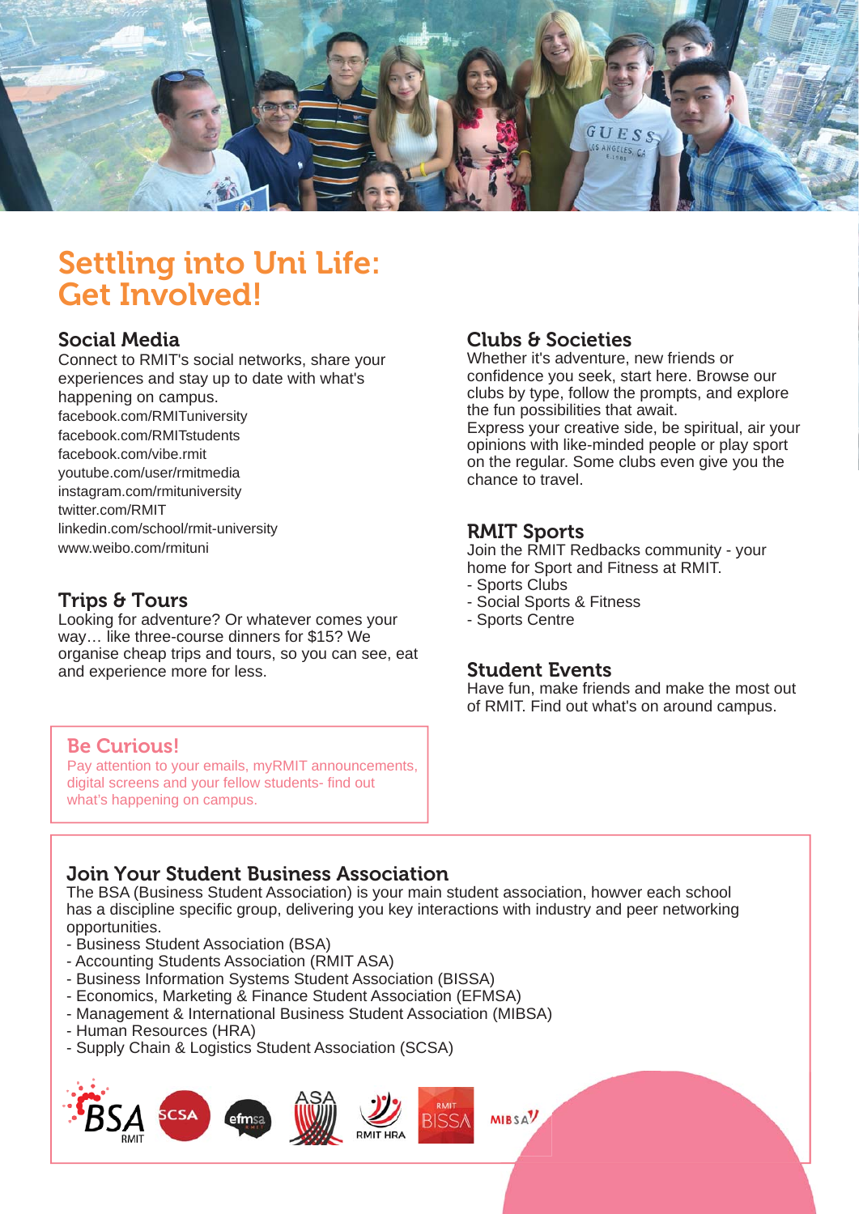# Settling into Uni Life: Get Involved!

## Social Media

Connect to RMIT's social networks, share your experiences and stay up to date with what's happening on campus.

facebook.com/RMITuniversity
facebook.com/RMITstudents
facebook.com/vibe.rmit
youtube.com/user/rmitmedia
instagram.com/rmituniversity
twitter.com/RMIT
linkedin.com/school/rmit-university
www.weibo.com/rmituni

## Trips & Tours

Looking for adventure? Or whatever comes your way… like three-course dinners for $15? We organise cheap trips and tours, so you can see, eat and experience more for less.

## Be Curious!

Pay attention to your emails, myRMIT announcements, digital screens and your fellow students- find out what's happening on campus.

## Clubs & Societies

Whether it's adventure, new friends or confidence you seek, start here. Browse our clubs by type, follow the prompts, and explore the fun possibilities that await.
Express your creative side, be spiritual, air your opinions with like-minded people or play sport on the regular. Some clubs even give you the chance to travel.

## RMIT Sports

Join the RMIT Redbacks community - your home for Sport and Fitness at RMIT.

- Sports Clubs
- Social Sports & Fitness
- Sports Centre

## Student Events

Have fun, make friends and make the most out of RMIT. Find out what's on around campus.

## Join Your Student Business Association

The BSA (Business Student Association) is your main student association, howver each school has a discipline specific group, delivering you key interactions with industry and peer networking opportunities.

- Business Student Association (BSA)
- Accounting Students Association (RMIT ASA)
- Business Information Systems Student Association (BISSA)
- Economics, Marketing & Finance Student Association (EFMSA)
- Management & International Business Student Association (MIBSA)
- Human Resources (HRA)
- Supply Chain & Logistics Student Association (SCSA)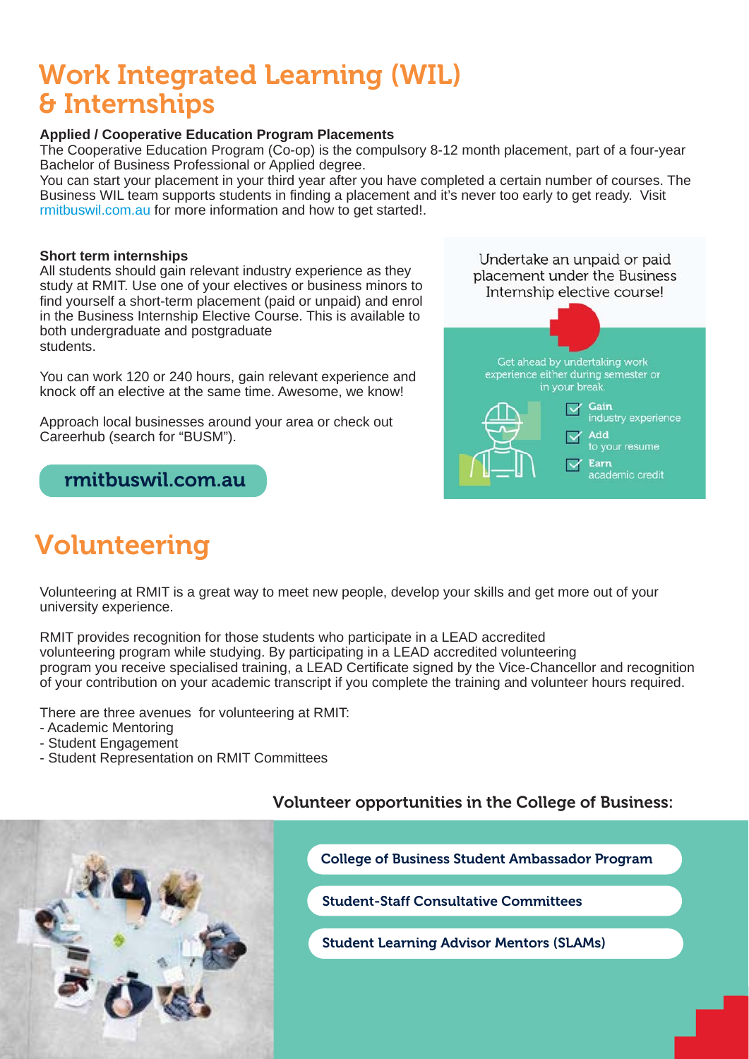# Work Integrated Learning (WIL) & Internships

### Applied / Cooperative Education Program Placements

The Cooperative Education Program (Co-op) is the compulsory 8-12 month placement, part of a four-year Bachelor of Business Professional or Applied degree.

You can start your placement in your third year after you have completed a certain number of courses. The Business WIL team supports students in finding a placement and it's never too early to get ready. Visit rmitbuswil.com.au for more information and how to get started!.

### Short term internships

All students should gain relevant industry experience as they study at RMIT. Use one of your electives or business minors to find yourself a short-term placement (paid or unpaid) and enrol in the Business Internship Elective Course. This is available to both undergraduate and postgraduate students.

You can work 120 or 240 hours, gain relevant experience and knock off an elective at the same time. Awesome, we know!

Approach local businesses around your area or check out Careerhub (search for "BUSM").

**rmitbuswil.com.au**

Undertake an unpaid or paid placement under the Business Internship elective course!

Get ahead by undertaking work experience either during semester or in your break.

- **Gain** industry experience
- **Add** to your resume
- **Earn** academic credit

# Volunteering

Volunteering at RMIT is a great way to meet new people, develop your skills and get more out of your university experience.

RMIT provides recognition for those students who participate in a LEAD accredited volunteering program while studying. By participating in a LEAD accredited volunteering program you receive specialised training, a LEAD Certificate signed by the Vice-Chancellor and recognition of your contribution on your academic transcript if you complete the training and volunteer hours required.

There are three avenues for volunteering at RMIT:

- Academic Mentoring
- Student Engagement
- Student Representation on RMIT Committees

### Volunteer opportunities in the College of Business:

- College of Business Student Ambassador Program
- Student-Staff Consultative Committees
- Student Learning Advisor Mentors (SLAMs)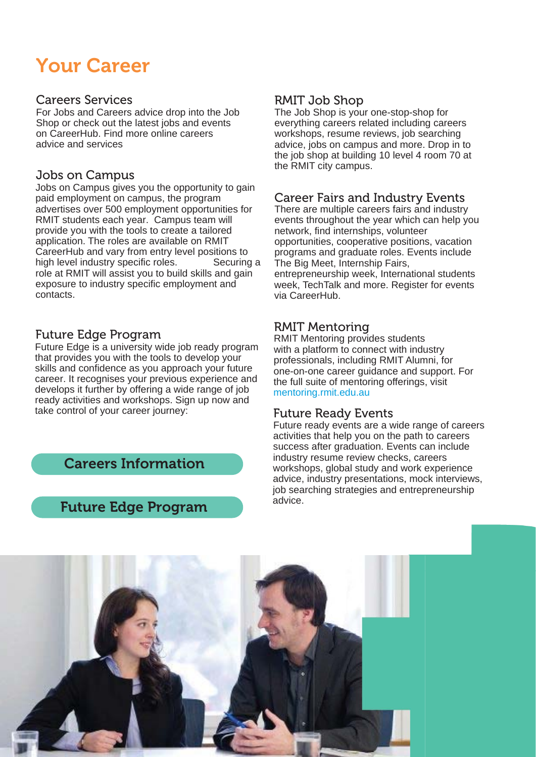# Your Career

## Careers Services

For Jobs and Careers advice drop into the Job Shop or check out the latest jobs and events on CareerHub. Find more online careers advice and services

## Jobs on Campus

Jobs on Campus gives you the opportunity to gain paid employment on campus, the program advertises over 500 employment opportunities for RMIT students each year. Campus team will provide you with the tools to create a tailored application. The roles are available on RMIT CareerHub and vary from entry level positions to high level industry specific roles. Securing a role at RMIT will assist you to build skills and gain exposure to industry specific employment and contacts.

## Future Edge Program

Future Edge is a university wide job ready program that provides you with the tools to develop your skills and confidence as you approach your future career. It recognises your previous experience and develops it further by offering a wide range of job ready activities and workshops. Sign up now and take control of your career journey:

**Careers Information**

**Future Edge Program**

## RMIT Job Shop

The Job Shop is your one-stop-shop for everything careers related including careers workshops, resume reviews, job searching advice, jobs on campus and more. Drop in to the job shop at building 10 level 4 room 70 at the RMIT city campus.

## Career Fairs and Industry Events

There are multiple careers fairs and industry events throughout the year which can help you network, find internships, volunteer opportunities, cooperative positions, vacation programs and graduate roles. Events include The Big Meet, Internship Fairs, entrepreneurship week, International students week, TechTalk and more. Register for events via CareerHub.

## RMIT Mentoring

RMIT Mentoring provides students with a platform to connect with industry professionals, including RMIT Alumni, for one-on-one career guidance and support. For the full suite of mentoring offerings, visit mentoring.rmit.edu.au

## Future Ready Events

Future ready events are a wide range of careers activities that help you on the path to careers success after graduation. Events can include industry resume review checks, careers workshops, global study and work experience advice, industry presentations, mock interviews, job searching strategies and entrepreneurship advice.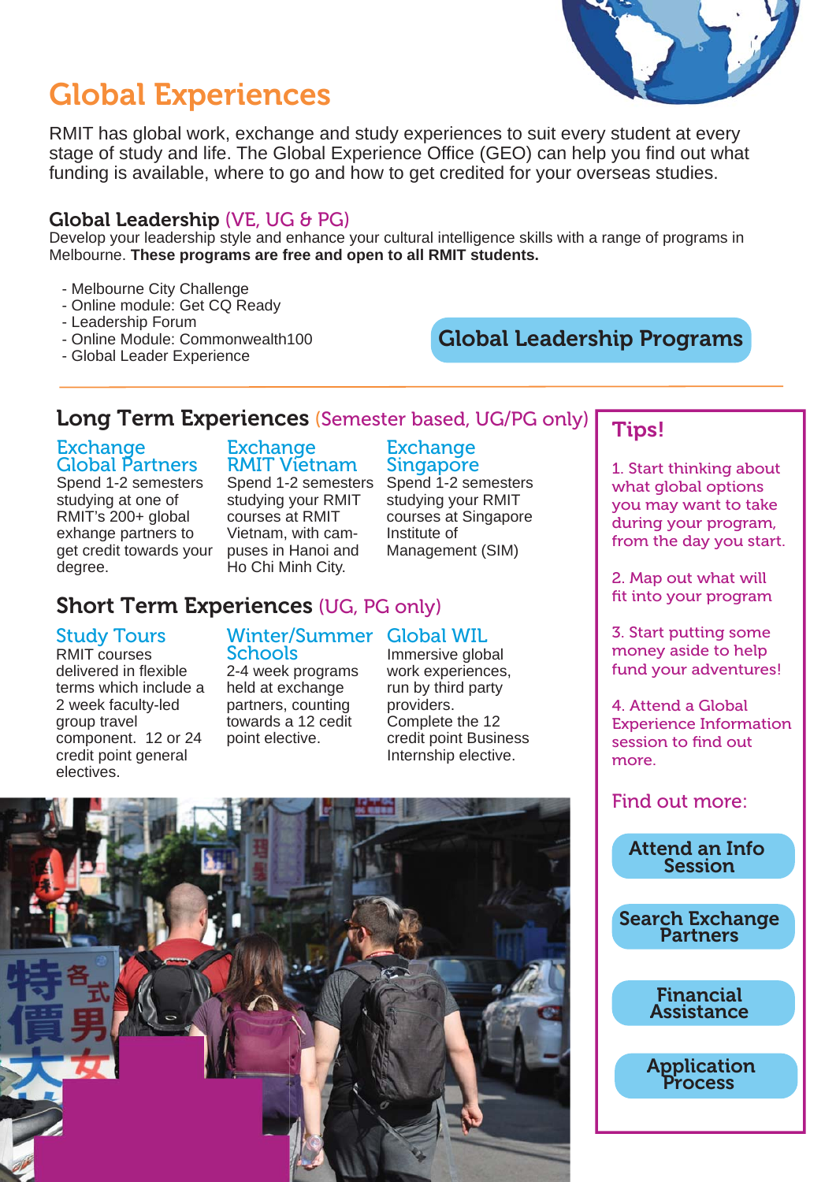# Global Experiences

RMIT has global work, exchange and study experiences to suit every student at every stage of study and life. The Global Experience Office (GEO) can help you find out what funding is available, where to go and how to get credited for your overseas studies.

### Global Leadership (VE, UG & PG)

Develop your leadership style and enhance your cultural intelligence skills with a range of programs in Melbourne. **These programs are free and open to all RMIT students.**

- Melbourne City Challenge
- Online module: Get CQ Ready
- Leadership Forum
- Online Module: Commonwealth100
- Global Leader Experience

Global Leadership Programs

## Long Term Experiences (Semester based, UG/PG only)

### Exchange Global Partners

Spend 1-2 semesters studying at one of RMIT's 200+ global exhange partners to get credit towards your degree.

### Exchange RMIT Vietnam

Spend 1-2 semesters studying your RMIT courses at RMIT Vietnam, with campuses in Hanoi and Ho Chi Minh City.

### Exchange Singapore

Spend 1-2 semesters studying your RMIT courses at Singapore Institute of Management (SIM)

## Short Term Experiences (UG, PG only)

### Study Tours

RMIT courses delivered in flexible terms which include a 2 week faculty-led group travel component. 12 or 24 credit point general electives.

### Winter/Summer Schools

2-4 week programs held at exchange partners, counting towards a 12 cedit point elective.

### Global WIL

Immersive global work experiences, run by third party providers. Complete the 12 credit point Business Internship elective.

## Tips!

1. Start thinking about what global options you may want to take during your program, from the day you start.

2. Map out what will fit into your program

3. Start putting some money aside to help fund your adventures!

4. Attend a Global Experience Information session to find out more.

Find out more:

- Attend an Info Session
- Search Exchange Partners
- Financial Assistance
- Application Process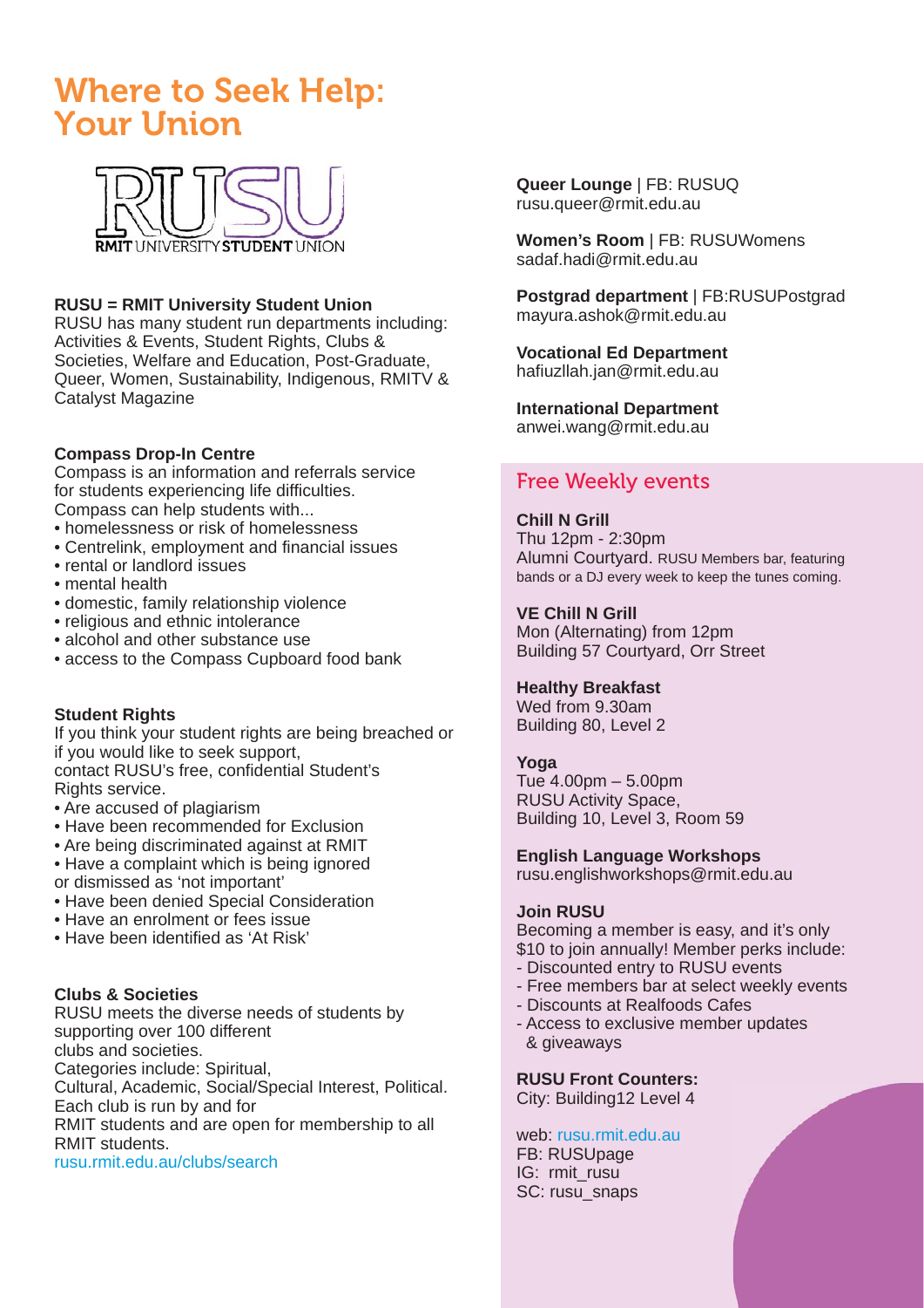# Where to Seek Help: Your Union

RMIT UNIVERSITY STUDENT UNION

**RUSU = RMIT University Student Union**
RUSU has many student run departments including: Activities & Events, Student Rights, Clubs & Societies, Welfare and Education, Post-Graduate, Queer, Women, Sustainability, Indigenous, RMITV & Catalyst Magazine

**Compass Drop-In Centre**
Compass is an information and referrals service for students experiencing life difficulties.
Compass can help students with...

- homelessness or risk of homelessness
- Centrelink, employment and financial issues
- rental or landlord issues
- mental health
- domestic, family relationship violence
- religious and ethnic intolerance
- alcohol and other substance use
- access to the Compass Cupboard food bank

**Student Rights**
If you think your student rights are being breached or if you would like to seek support, contact RUSU's free, confidential Student's Rights service.

- Are accused of plagiarism
- Have been recommended for Exclusion
- Are being discriminated against at RMIT
- Have a complaint which is being ignored or dismissed as 'not important'
- Have been denied Special Consideration
- Have an enrolment or fees issue
- Have been identified as 'At Risk'

**Clubs & Societies**
RUSU meets the diverse needs of students by supporting over 100 different clubs and societies.
Categories include: Spiritual, Cultural, Academic, Social/Special Interest, Political.
Each club is run by and for RMIT students and are open for membership to all RMIT students.
rusu.rmit.edu.au/clubs/search

**Queer Lounge** | FB: RUSUQ
rusu.queer@rmit.edu.au

**Women's Room** | FB: RUSUWomens
sadaf.hadi@rmit.edu.au

**Postgrad department** | FB:RUSUPostgrad
mayura.ashok@rmit.edu.au

**Vocational Ed Department**
hafiuzllah.jan@rmit.edu.au

**International Department**
anwei.wang@rmit.edu.au

## Free Weekly events

**Chill N Grill**
Thu 12pm - 2:30pm
Alumni Courtyard. RUSU Members bar, featuring bands or a DJ every week to keep the tunes coming.

**VE Chill N Grill**
Mon (Alternating) from 12pm
Building 57 Courtyard, Orr Street

**Healthy Breakfast**
Wed from 9.30am
Building 80, Level 2

**Yoga**
Tue 4.00pm – 5.00pm
RUSU Activity Space,
Building 10, Level 3, Room 59

**English Language Workshops**
rusu.englishworkshops@rmit.edu.au

**Join RUSU**
Becoming a member is easy, and it's only $10 to join annually! Member perks include:

- Discounted entry to RUSU events
- Free members bar at select weekly events
- Discounts at Realfoods Cafes
- Access to exclusive member updates & giveaways

**RUSU Front Counters:**
City: Building12 Level 4

web: rusu.rmit.edu.au
FB: RUSUpage
IG: rmit_rusu
SC: rusu_snaps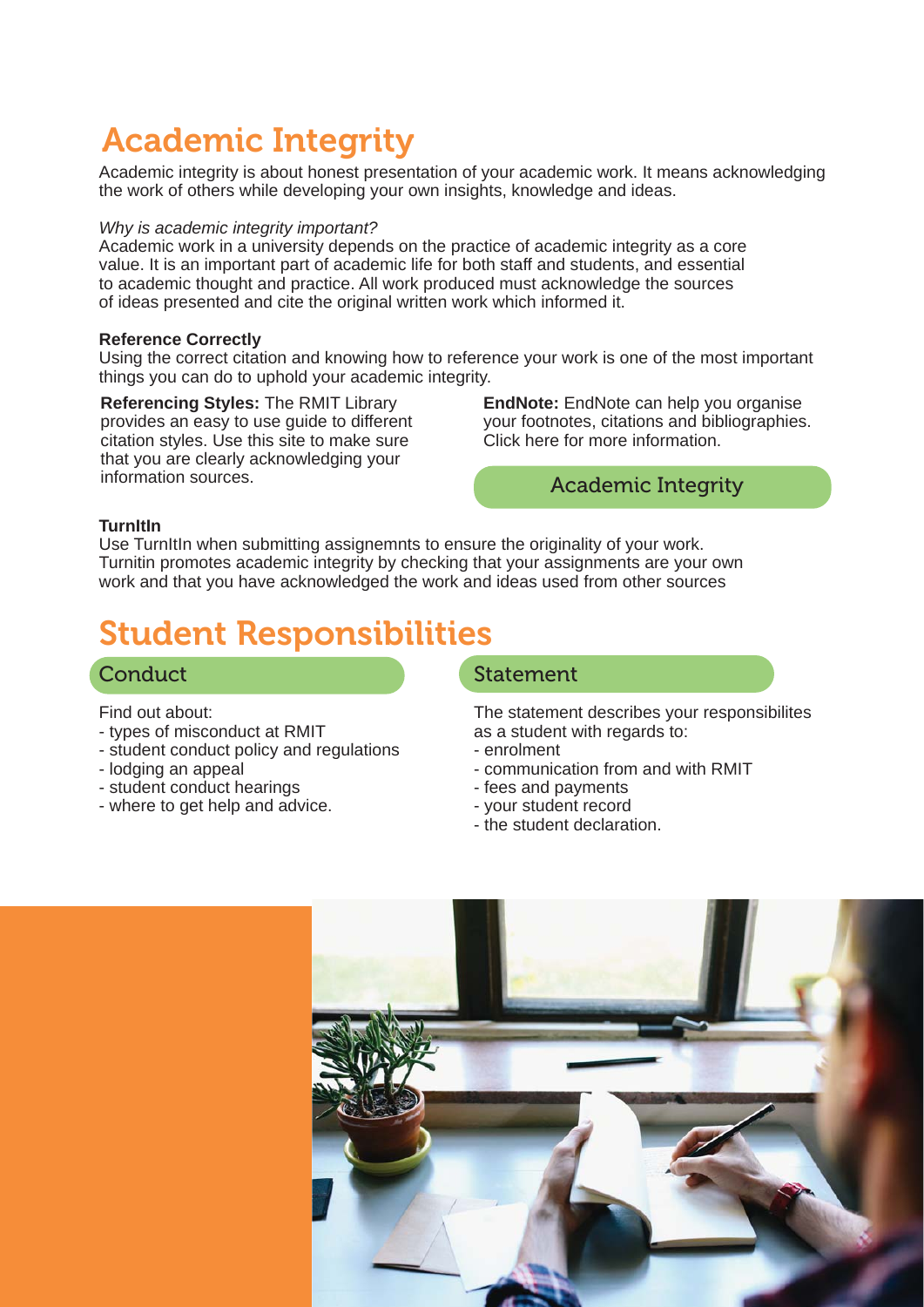# Academic Integrity

Academic integrity is about honest presentation of your academic work. It means acknowledging the work of others while developing your own insights, knowledge and ideas.

*Why is academic integrity important?*
Academic work in a university depends on the practice of academic integrity as a core value. It is an important part of academic life for both staff and students, and essential to academic thought and practice. All work produced must acknowledge the sources of ideas presented and cite the original written work which informed it.

**Reference Correctly**
Using the correct citation and knowing how to reference your work is one of the most important things you can do to uphold your academic integrity.

**Referencing Styles:** The RMIT Library provides an easy to use guide to different citation styles. Use this site to make sure that you are clearly acknowledging your information sources.

**EndNote:** EndNote can help you organise your footnotes, citations and bibliographies. Click here for more information.

Academic Integrity

**TurnItIn**
Use TurnItIn when submitting assignemnts to ensure the originality of your work. Turnitin promotes academic integrity by checking that your assignments are your own work and that you have acknowledged the work and ideas used from other sources

# Student Responsibilities

## Conduct

Find out about:
- types of misconduct at RMIT
- student conduct policy and regulations
- lodging an appeal
- student conduct hearings
- where to get help and advice.

## Statement

The statement describes your responsibilites as a student with regards to:
- enrolment
- communication from and with RMIT
- fees and payments
- your student record
- the student declaration.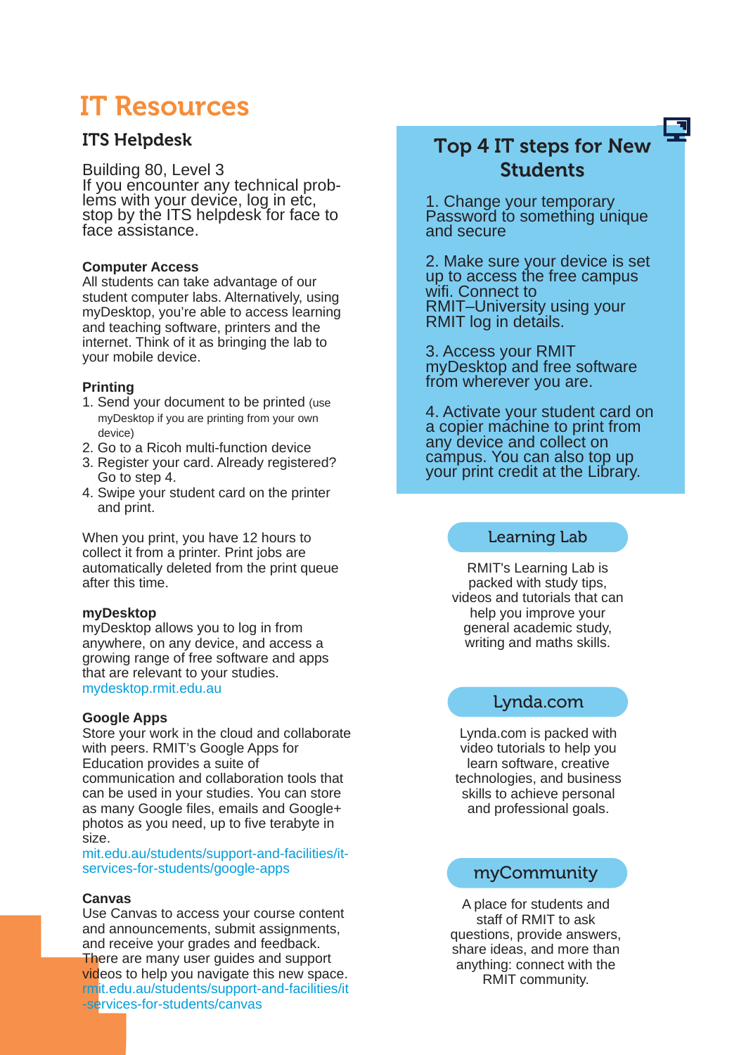# IT Resources

## ITS Helpdesk

Building 80, Level 3
If you encounter any technical problems with your device, log in etc, stop by the ITS helpdesk for face to face assistance.

**Computer Access**
All students can take advantage of our student computer labs. Alternatively, using myDesktop, you're able to access learning and teaching software, printers and the internet. Think of it as bringing the lab to your mobile device.

**Printing**

1. Send your document to be printed (use myDesktop if you are printing from your own device)
2. Go to a Ricoh multi-function device
3. Register your card. Already registered? Go to step 4.
4. Swipe your student card on the printer and print.

When you print, you have 12 hours to collect it from a printer. Print jobs are automatically deleted from the print queue after this time.

**myDesktop**
myDesktop allows you to log in from anywhere, on any device, and access a growing range of free software and apps that are relevant to your studies.
mydesktop.rmit.edu.au

**Google Apps**
Store your work in the cloud and collaborate with peers. RMIT's Google Apps for Education provides a suite of communication and collaboration tools that can be used in your studies. You can store as many Google files, emails and Google+ photos as you need, up to five terabyte in size.
mit.edu.au/students/support-and-facilities/it-services-for-students/google-apps

**Canvas**
Use Canvas to access your course content and announcements, submit assignments, and receive your grades and feedback. There are many user guides and support videos to help you navigate this new space.
rmit.edu.au/students/support-and-facilities/it-services-for-students/canvas

## Top 4 IT steps for New Students

1. Change your temporary Password to something unique and secure
2. Make sure your device is set up to access the free campus wifi. Connect to RMIT–University using your RMIT log in details.
3. Access your RMIT myDesktop and free software from wherever you are.
4. Activate your student card on a copier machine to print from any device and collect on campus. You can also top up your print credit at the Library.

### Learning Lab

RMIT's Learning Lab is packed with study tips, videos and tutorials that can help you improve your general academic study, writing and maths skills.

### Lynda.com

Lynda.com is packed with video tutorials to help you learn software, creative technologies, and business skills to achieve personal and professional goals.

### myCommunity

A place for students and staff of RMIT to ask questions, provide answers, share ideas, and more than anything: connect with the RMIT community.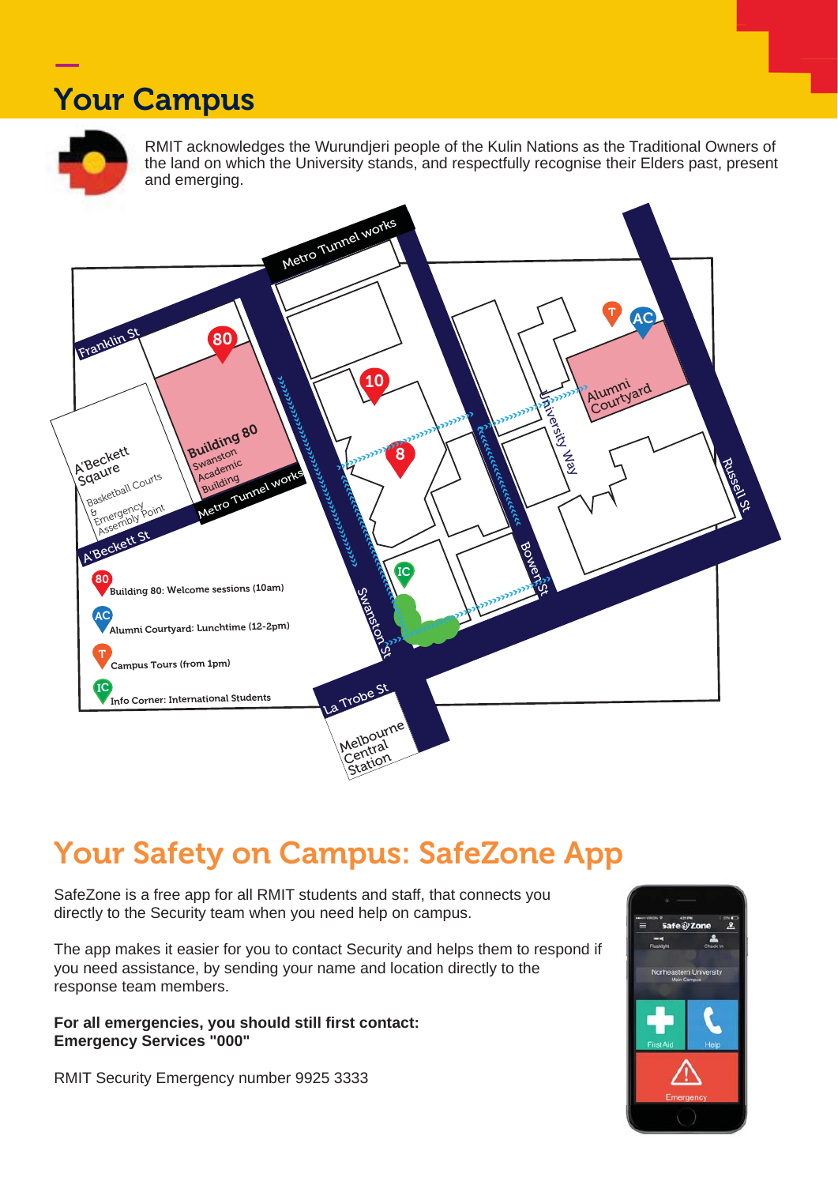# Your Campus

RMIT acknowledges the Wurundjeri people of the Kulin Nations as the Traditional Owners of the land on which the University stands, and respectfully recognise their Elders past, present and emerging.

Metro Tunnel works

Franklin St

80

10

8

Building 80
Swanston
Academic
Building

A'Beckett
Sqaure

Basketball Courts
&
Emergency
Assembly Point

Metro Tunnel works

A'Beckett St

University Way

Alumni
Courtyard

T

AC

Russell St

Bowen St

Swanston St

IC

La Trobe St

Melbourne
Central
Station

80 Building 80: Welcome sessions (10am)

AC Alumni Courtyard: Lunchtime (12-2pm)

T Campus Tours (from 1pm)

IC Info Corner: International Students

## Your Safety on Campus: SafeZone App

SafeZone is a free app for all RMIT students and staff, that connects you directly to the Security team when you need help on campus.

The app makes it easier for you to contact Security and helps them to respond if you need assistance, by sending your name and location directly to the response team members.

**For all emergencies, you should still first contact:**
**Emergency Services "000"**

RMIT Security Emergency number 9925 3333